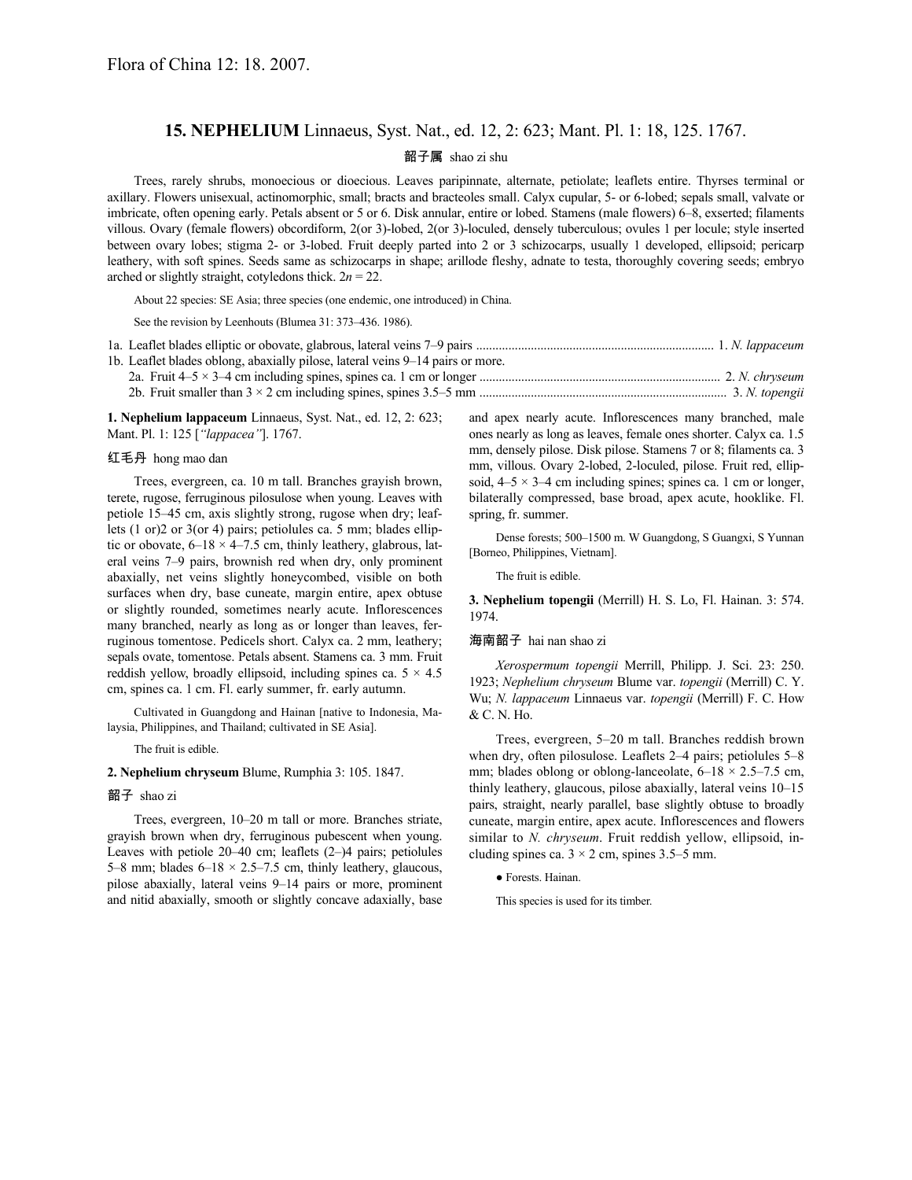Flora of China 12: 18. 2007.

## 15. NEPHELIUM Linnaeus, Syst. Nat., ed. 12, 2: 623; Mant. Pl. 1: 18, 125. 1767.

韶子属 shao zi shu

Trees, rarely shrubs, monoecious or dioecious. Leaves paripinnate, alternate, petiolate; leaflets entire. Thyrses terminal or axillary. Flowers unisexual, actinomorphic, small; bracts and bracteoles small. Calyx cupular, 5- or 6-lobed; sepals small, valvate or imbricate, often opening early. Petals absent or 5 or 6. Disk annular, entire or lobed. Stamens (male flowers) 6–8, exserted; filaments villous. Ovary (female flowers) obcordiform, 2(or 3)-lobed, 2(or 3)-loculed, densely tuberculous; ovules 1 per locule; style inserted between ovary lobes; stigma 2- or 3-lobed. Fruit deeply parted into 2 or 3 schizocarps, usually 1 developed, ellipsoid; pericarp leathery, with soft spines. Seeds same as schizocarps in shape; arillode fleshy, adnate to testa, thoroughly covering seeds; embryo arched or slightly straight, cotyledons thick. $2n = 22$.

About 22 species: SE Asia; three species (one endemic, one introduced) in China.

See the revision by Leenhouts (Blumea 31: 373–436. 1986).

1a. Leaflet blades elliptic or obovate, glabrous, lateral veins 7–9 pairs ........................................................................ 1. *N. lappaceum*
1b. Leaflet blades oblong, abaxially pilose, lateral veins 9–14 pairs or more.
  2a. Fruit 4–5 × 3–4 cm including spines, spines ca. 1 cm or longer ......................................................................... 2. *N. chryseum*
  2b. Fruit smaller than 3 × 2 cm including spines, spines 3.5–5 mm ........................................................................... 3. *N. topengii*

**1. Nephelium lappaceum** Linnaeus, Syst. Nat., ed. 12, 2: 623; Mant. Pl. 1: 125 [*"lappacea"*]. 1767.

红毛丹 hong mao dan

Trees, evergreen, ca. 10 m tall. Branches grayish brown, terete, rugose, ferruginous pilosulose when young. Leaves with petiole 15–45 cm, axis slightly strong, rugose when dry; leaflets (1 or)2 or 3(or 4) pairs; petiolules ca. 5 mm; blades elliptic or obovate, 6–18 × 4–7.5 cm, thinly leathery, glabrous, lateral veins 7–9 pairs, brownish red when dry, only prominent abaxially, net veins slightly honeycombed, visible on both surfaces when dry, base cuneate, margin entire, apex obtuse or slightly rounded, sometimes nearly acute. Inflorescences many branched, nearly as long as or longer than leaves, ferruginous tomentose. Pedicels short. Calyx ca. 2 mm, leathery; sepals ovate, tomentose. Petals absent. Stamens ca. 3 mm. Fruit reddish yellow, broadly ellipsoid, including spines ca. 5 × 4.5 cm, spines ca. 1 cm. Fl. early summer, fr. early autumn.

Cultivated in Guangdong and Hainan [native to Indonesia, Malaysia, Philippines, and Thailand; cultivated in SE Asia].

The fruit is edible.

**2. Nephelium chryseum** Blume, Rumphia 3: 105. 1847.

韶子 shao zi

Trees, evergreen, 10–20 m tall or more. Branches striate, grayish brown when dry, ferruginous pubescent when young. Leaves with petiole 20–40 cm; leaflets (2–)4 pairs; petiolules 5–8 mm; blades 6–18 × 2.5–7.5 cm, thinly leathery, glaucous, pilose abaxially, lateral veins 9–14 pairs or more, prominent and nitid abaxially, smooth or slightly concave adaxially, base and apex nearly acute. Inflorescences many branched, male ones nearly as long as leaves, female ones shorter. Calyx ca. 1.5 mm, densely pilose. Disk pilose. Stamens 7 or 8; filaments ca. 3 mm, villous. Ovary 2-lobed, 2-loculed, pilose. Fruit red, ellipsoid, 4–5 × 3–4 cm including spines; spines ca. 1 cm or longer, bilaterally compressed, base broad, apex acute, hooklike. Fl. spring, fr. summer.

Dense forests; 500–1500 m. W Guangdong, S Guangxi, S Yunnan [Borneo, Philippines, Vietnam].

The fruit is edible.

**3. Nephelium topengii** (Merrill) H. S. Lo, Fl. Hainan. 3: 574. 1974.

海南韶子 hai nan shao zi

*Xerospermum topengii* Merrill, Philipp. J. Sci. 23: 250. 1923; *Nephelium chryseum* Blume var. *topengii* (Merrill) C. Y. Wu; *N. lappaceum* Linnaeus var. *topengii* (Merrill) F. C. How & C. N. Ho.

Trees, evergreen, 5–20 m tall. Branches reddish brown when dry, often pilosulose. Leaflets 2–4 pairs; petiolules 5–8 mm; blades oblong or oblong-lanceolate, 6–18 × 2.5–7.5 cm, thinly leathery, glaucous, pilose abaxially, lateral veins 10–15 pairs, straight, nearly parallel, base slightly obtuse to broadly cuneate, margin entire, apex acute. Inflorescences and flowers similar to *N. chryseum*. Fruit reddish yellow, ellipsoid, including spines ca. 3 × 2 cm, spines 3.5–5 mm.

● Forests. Hainan.

This species is used for its timber.